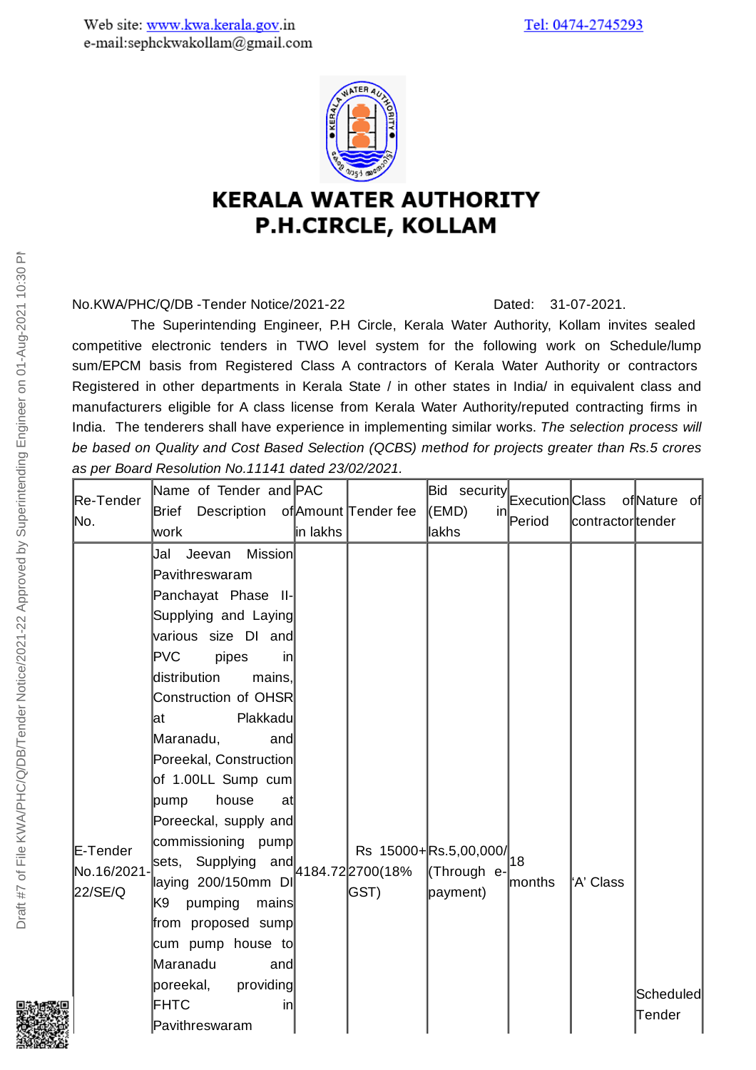Web site: www.kwa.kerala.gov.in
e-mail:sephckwakollam@gmail.com

Tel: 0474-2745293

# KERALA WATER AUTHORITY
# P.H.CIRCLE, KOLLAM

No.KWA/PHC/Q/DB -Tender Notice/2021-22 Dated: 31-07-2021.

The Superintending Engineer, P.H Circle, Kerala Water Authority, Kollam invites sealed competitive electronic tenders in TWO level system for the following work on Schedule/lump sum/EPCM basis from Registered Class A contractors of Kerala Water Authority or contractors Registered in other departments in Kerala State / in other states in India/ in equivalent class and manufacturers eligible for A class license from Kerala Water Authority/reputed contracting firms in India. The tenderers shall have experience in implementing similar works. *The selection process will be based on Quality and Cost Based Selection (QCBS) method for projects greater than Rs.5 crores as per Board Resolution No.11141 dated 23/02/2021.*

| Re-Tender No. | Name of Tender and Brief Description of work | PAC Amount in lakhs | Tender fee | Bid security (EMD) in lakhs | Execution Period | Class of contractor | Nature of tender |
|---|---|---|---|---|---|---|---|
| E-Tender No.16/2021-22/SE/Q | Jal Jeevan Mission Pavithreswaram Panchayat Phase II- Supplying and Laying various size DI and PVC pipes in distribution mains, Construction of OHSR at Plakkadu Maranadu, and Poreekal, Construction of 1.00LL Sump cum pump house at Poreeckal, supply and commissioning pump sets, Supplying and laying 200/150mm DI K9 pumping mains from proposed sump cum pump house to Maranadu and poreekal, providing FHTC in Pavithreswaram | 4184.72 | Rs 15000+ 2700(18% GST) | Rs.5,00,000/ (Through e-payment) | 18 months | 'A' Class | Scheduled Tender |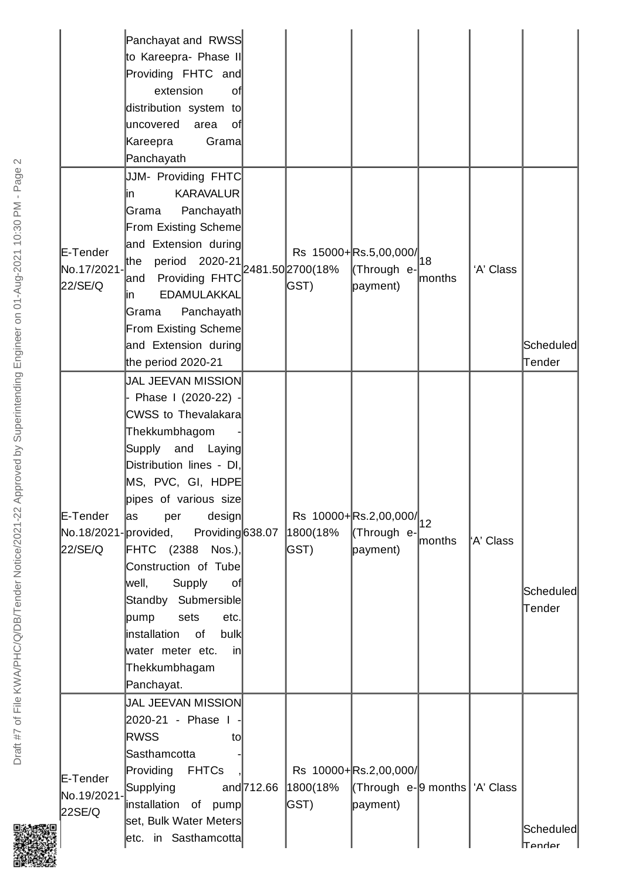| | | | | | | | |
|---|---|---|---|---|---|---|---|
| | Panchayat and RWSS to Kareepra- Phase II Providing FHTC and extension of distribution system to uncovered area of Kareepra Grama Panchayath | | | | | | |
| E-Tender No.17/2021-22/SE/Q | JJM- Providing FHTC in KARAVALUR Grama Panchayath From Existing Scheme and Extension during the period 2020-21 and Providing FHTC in EDAMULAKKAL Grama Panchayath From Existing Scheme and Extension during the period 2020-21 | 2481.50 | Rs 15000+ 2700(18% GST) | Rs.5,00,000/ (Through e-payment) | 18 months | 'A' Class | Scheduled Tender |
| E-Tender No.18/2021-22/SE/Q | JAL JEEVAN MISSION - Phase I (2020-22) - CWSS to Thevalakara Thekkumbhagom - Supply and Laying Distribution lines - DI, MS, PVC, GI, HDPE pipes of various size as per design provided, Providing FHTC (2388 Nos.), Construction of Tube well, Supply of Standby Submersible pump sets etc. installation of bulk water meter etc. in Thekkumbhagam Panchayat. | 638.07 | Rs 10000+ 1800(18% GST) | Rs.2,00,000/ (Through e-payment) | 12 months | 'A' Class | Scheduled Tender |
| E-Tender No.19/2021-22SE/Q | JAL JEEVAN MISSION 2020-21 - Phase I - RWSS to Sasthamcotta - Providing FHTCs , Supplying and installation of pump set, Bulk Water Meters etc. in Sasthamcotta | 712.66 | Rs 10000+ 1800(18% GST) | Rs.2,00,000/ (Through e-payment) | 9 months | 'A' Class | Scheduled Tender |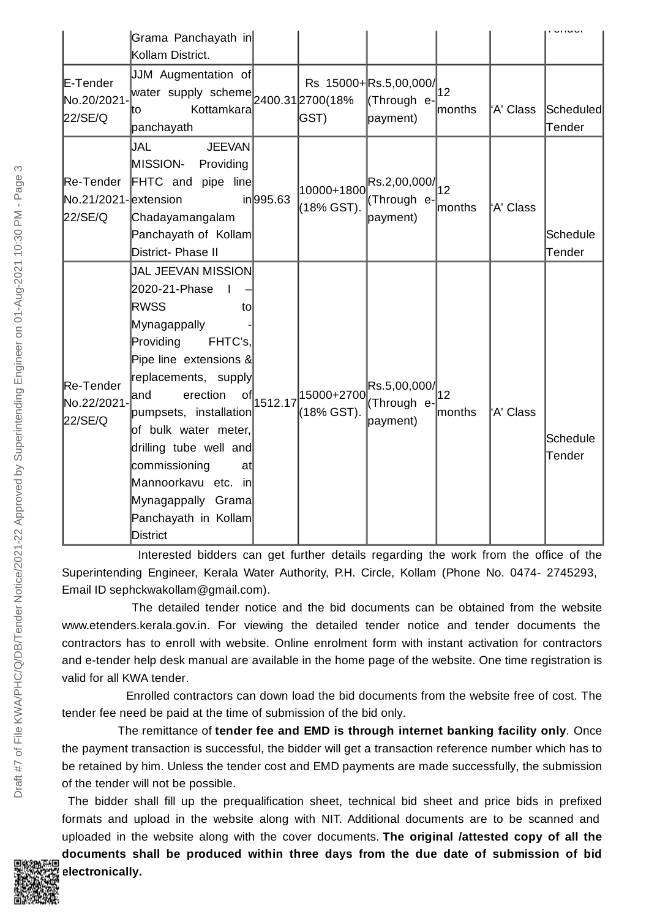| | Grama Panchayath in Kollam District. | | | | | | Tender |
|---|---|---|---|---|---|---|---|
| E-Tender No.20/2021-22/SE/Q | JJM Augmentation of water supply scheme to Kottamkara panchayath | 2400.31 | Rs 15000+ 2700(18% GST) | Rs.5,00,000/ (Through e-payment) | 12 months | 'A' Class | Scheduled Tender |
| Re-Tender No.21/2021-22/SE/Q | JAL JEEVAN MISSION- Providing FHTC and pipe line extension in Chadayamangalam Panchayath of Kollam District- Phase II | 995.63 | 10000+1800 (18% GST). | Rs.2,00,000/ (Through e-payment) | 12 months | 'A' Class | Schedule Tender |
| Re-Tender No.22/2021-22/SE/Q | JAL JEEVAN MISSION 2020-21-Phase I – RWSS to Mynagappally - Providing FHTC's, Pipe line extensions & replacements, supply and erection of pumpsets, installation of bulk water meter, drilling tube well and commissioning at Mannoorkavu etc. in Mynagappally Grama Panchayath in Kollam District | 1512.17 | 15000+2700 (18% GST). | Rs.5,00,000/ (Through e-payment) | 12 months | 'A' Class | Schedule Tender |

Interested bidders can get further details regarding the work from the office of the Superintending Engineer, Kerala Water Authority, P.H. Circle, Kollam (Phone No. 0474- 2745293, Email ID sephckwakollam@gmail.com).

The detailed tender notice and the bid documents can be obtained from the website www.etenders.kerala.gov.in. For viewing the detailed tender notice and tender documents the contractors has to enroll with website. Online enrolment form with instant activation for contractors and e-tender help desk manual are available in the home page of the website. One time registration is valid for all KWA tender.

Enrolled contractors can down load the bid documents from the website free of cost. The tender fee need be paid at the time of submission of the bid only.

The remittance of **tender fee and EMD is through internet banking facility only**. Once the payment transaction is successful, the bidder will get a transaction reference number which has to be retained by him. Unless the tender cost and EMD payments are made successfully, the submission of the tender will not be possible.

The bidder shall fill up the prequalification sheet, technical bid sheet and price bids in prefixed formats and upload in the website along with NIT. Additional documents are to be scanned and uploaded in the website along with the cover documents. **The original /attested copy of all the documents shall be produced within three days from the due date of submission of bid electronically.**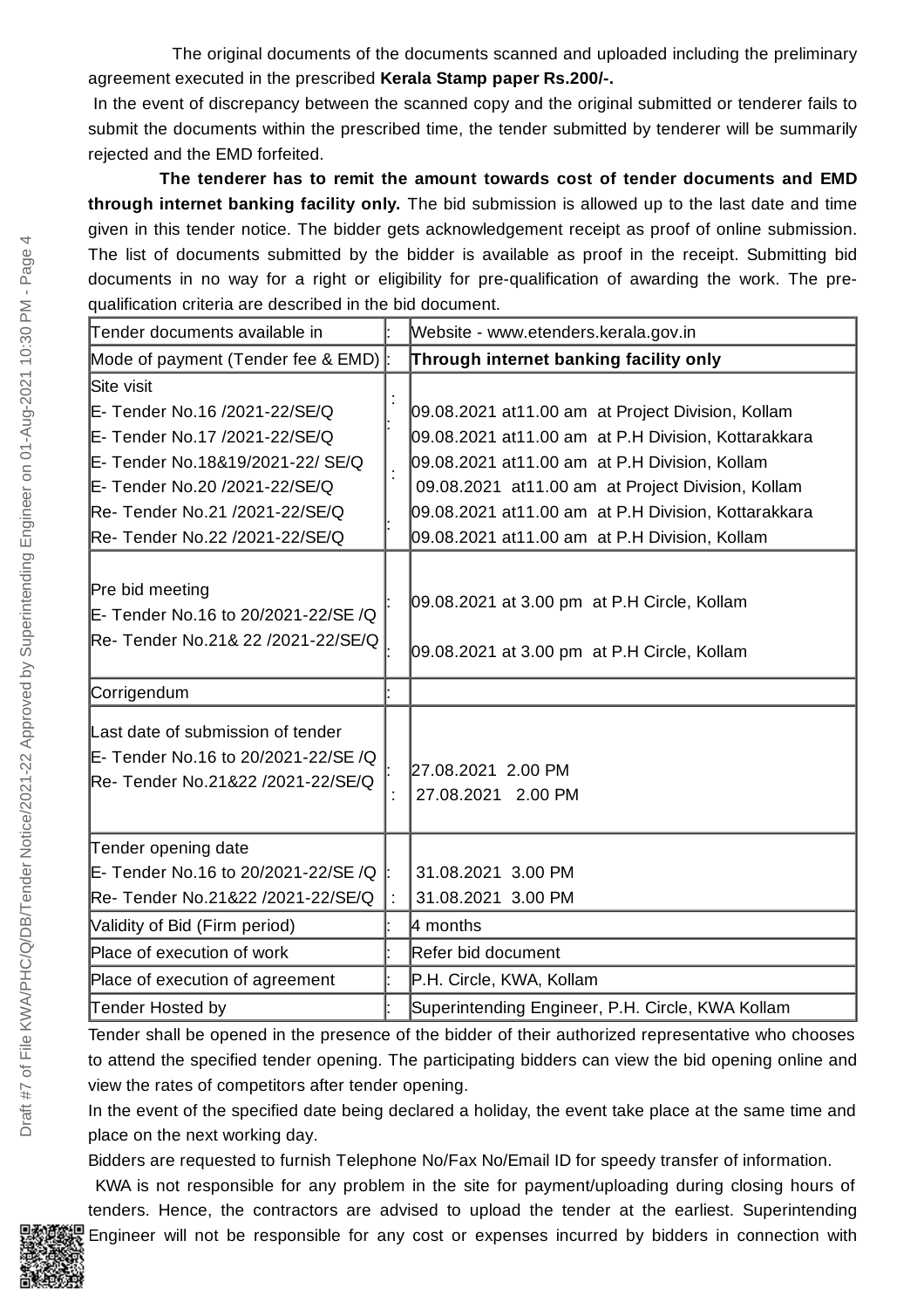The original documents of the documents scanned and uploaded including the preliminary agreement executed in the prescribed **Kerala Stamp paper Rs.200/-.**

In the event of discrepancy between the scanned copy and the original submitted or tenderer fails to submit the documents within the prescribed time, the tender submitted by tenderer will be summarily rejected and the EMD forfeited.

**The tenderer has to remit the amount towards cost of tender documents and EMD through internet banking facility only.** The bid submission is allowed up to the last date and time given in this tender notice. The bidder gets acknowledgement receipt as proof of online submission. The list of documents submitted by the bidder is available as proof in the receipt. Submitting bid documents in no way for a right or eligibility for pre-qualification of awarding the work. The pre-qualification criteria are described in the bid document.

| | | |
|---|---|---|
| Tender documents available in | : | Website - www.etenders.kerala.gov.in |
| Mode of payment (Tender fee & EMD) | : | **Through internet banking facility only** |
| Site visit<br>E- Tender No.16 /2021-22/SE/Q<br>E- Tender No.17 /2021-22/SE/Q<br>E- Tender No.18&19/2021-22/ SE/Q<br>E- Tender No.20 /2021-22/SE/Q<br>Re- Tender No.21 /2021-22/SE/Q<br>Re- Tender No.22 /2021-22/SE/Q | :<br>:<br>:<br>: | <br>09.08.2021 at11.00 am at Project Division, Kollam<br>09.08.2021 at11.00 am at P.H Division, Kottarakkara<br>09.08.2021 at11.00 am at P.H Division, Kollam<br>09.08.2021 at11.00 am at Project Division, Kollam<br>09.08.2021 at11.00 am at P.H Division, Kottarakkara<br>09.08.2021 at11.00 am at P.H Division, Kollam |
| Pre bid meeting<br>E- Tender No.16 to 20/2021-22/SE /Q<br>Re- Tender No.21& 22 /2021-22/SE/Q | :<br>: | 09.08.2021 at 3.00 pm at P.H Circle, Kollam<br>09.08.2021 at 3.00 pm at P.H Circle, Kollam |
| Corrigendum | : | |
| Last date of submission of tender<br>E- Tender No.16 to 20/2021-22/SE /Q<br>Re- Tender No.21&22 /2021-22/SE/Q | :<br>: | 27.08.2021 2.00 PM<br>27.08.2021 2.00 PM |
| Tender opening date<br>E- Tender No.16 to 20/2021-22/SE /Q<br>Re- Tender No.21&22 /2021-22/SE/Q | :<br>: | 31.08.2021 3.00 PM<br>31.08.2021 3.00 PM |
| Validity of Bid (Firm period) | : | 4 months |
| Place of execution of work | : | Refer bid document |
| Place of execution of agreement | : | P.H. Circle, KWA, Kollam |
| Tender Hosted by | : | Superintending Engineer, P.H. Circle, KWA Kollam |

Tender shall be opened in the presence of the bidder of their authorized representative who chooses to attend the specified tender opening. The participating bidders can view the bid opening online and view the rates of competitors after tender opening.

In the event of the specified date being declared a holiday, the event take place at the same time and place on the next working day.

Bidders are requested to furnish Telephone No/Fax No/Email ID for speedy transfer of information.

KWA is not responsible for any problem in the site for payment/uploading during closing hours of tenders. Hence, the contractors are advised to upload the tender at the earliest. Superintending Engineer will not be responsible for any cost or expenses incurred by bidders in connection with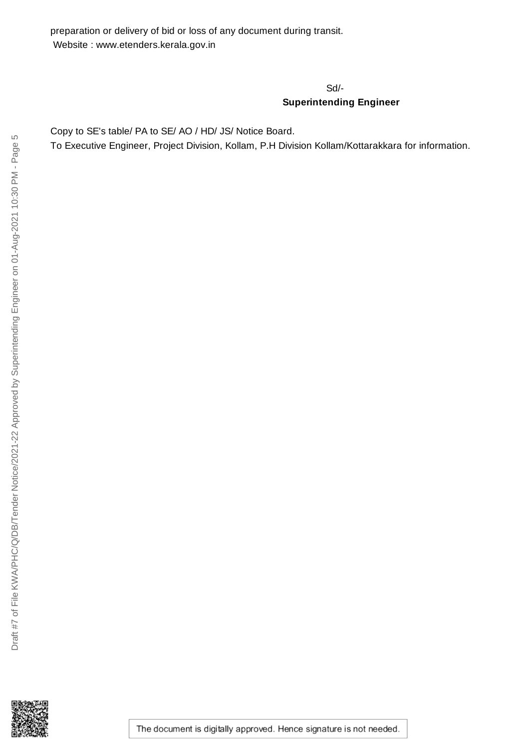preparation or delivery of bid or loss of any document during transit.

Website : www.etenders.kerala.gov.in

Sd/-

**Superintending Engineer**

Copy to SE's table/ PA to SE/ AO / HD/ JS/ Notice Board.

To Executive Engineer, Project Division, Kollam, P.H Division Kollam/Kottarakkara for information.

The document is digitally approved. Hence signature is not needed.